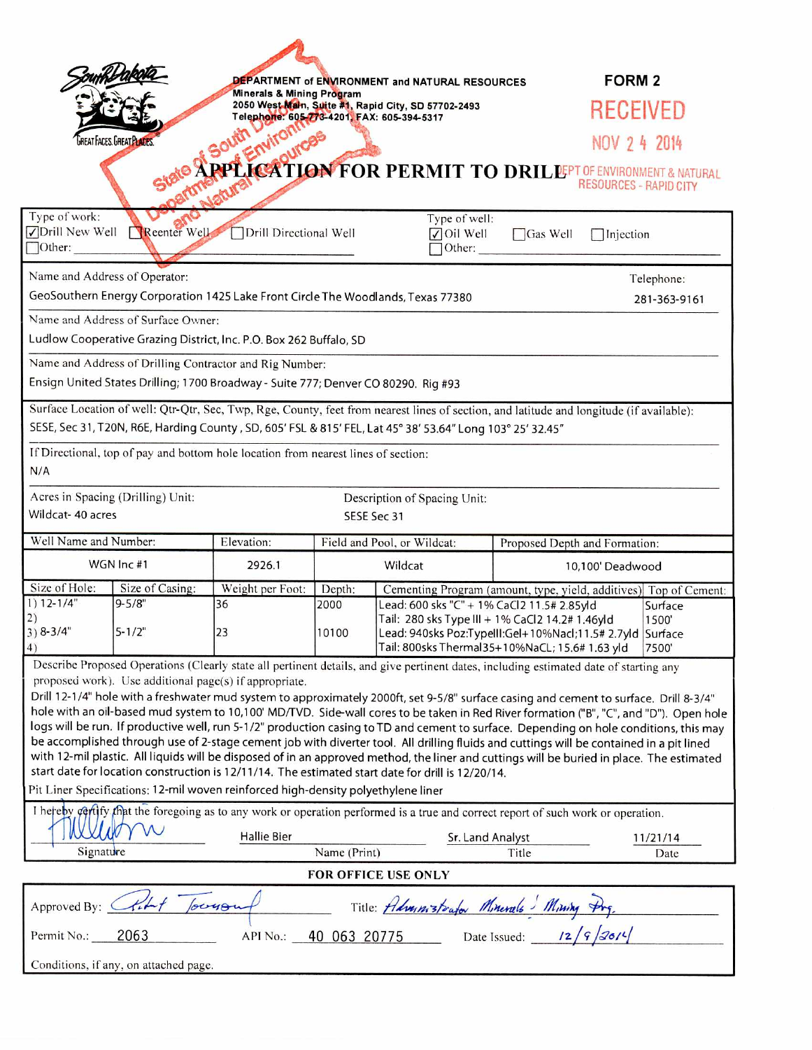DEPARTMENT of ENVIRONMENT and NATURAL RESOURCES
Minerals & Mining Program
2050 West Main, Suite #1, Rapid City, SD 57702-2493
Telephone: 605-773-4201; FAX: 605-394-5317

**FORM 2**

RECEIVED
NOV 24 2014
DEPT OF ENVIRONMENT & NATURAL RESOURCES - RAPID CITY

State of South Dakota Department of Environment and Natural Resources

# APPLICATION FOR PERMIT TO DRILL

Type of work:
☑ Drill New Well ☐ Reenter Well ☐ Drill Directional Well
☐ Other:

Type of well:
☑ Oil Well ☐ Gas Well ☐ Injection
☐ Other:

Name and Address of Operator:
GeoSouthern Energy Corporation 1425 Lake Front Circle The Woodlands, Texas 77380

Telephone:
281-363-9161

Name and Address of Surface Owner:
Ludlow Cooperative Grazing District, Inc. P.O. Box 262 Buffalo, SD

Name and Address of Drilling Contractor and Rig Number:
Ensign United States Drilling; 1700 Broadway - Suite 777; Denver CO 80290. Rig #93

Surface Location of well: Qtr-Qtr, Sec, Twp, Rge, County, feet from nearest lines of section, and latitude and longitude (if available):
SESE, Sec 31, T20N, R6E, Harding County, SD, 605' FSL & 815' FEL, Lat 45° 38' 53.64" Long 103° 25' 32.45"

If Directional, top of pay and bottom hole location from nearest lines of section:
N/A

Acres in Spacing (Drilling) Unit:
Wildcat- 40 acres

Description of Spacing Unit:
SESE Sec 31

| Well Name and Number: | Elevation: | Field and Pool, or Wildcat: | Proposed Depth and Formation: |
|---|---|---|---|
| WGN Inc #1 | 2926.1 | Wildcat | 10,100' Deadwood |

| Size of Hole: | Size of Casing: | Weight per Foot: | Depth: | Cementing Program (amount, type, yield, additives) | Top of Cement: |
|---|---|---|---|---|---|
| 1) 12-1/4" | 9-5/8" | 36 | 2000 | Lead: 600 sks "C" + 1% CaCl2 11.5# 2.85yld | Surface |
| 2) | | | | Tail: 280 sks Type III + 1% CaCl2 14.2# 1.46yld | 1500' |
| 3) 8-3/4" | 5-1/2" | 23 | 10100 | Lead: 940sks Poz:TypeIII:Gel+10%Nacl;11.5# 2.7yld | Surface |
| 4) | | | | Tail: 800sks Thermal35+10%NaCL; 15.6# 1.63 yld | 7500' |

Describe Proposed Operations (Clearly state all pertinent details, and give pertinent dates, including estimated date of starting any proposed work). Use additional page(s) if appropriate.

Drill 12-1/4" hole with a freshwater mud system to approximately 2000ft, set 9-5/8" surface casing and cement to surface. Drill 8-3/4" hole with an oil-based mud system to 10,100' MD/TVD. Side-wall cores to be taken in Red River formation ("B", "C", and "D"). Open hole logs will be run. If productive well, run 5-1/2" production casing to TD and cement to surface. Depending on hole conditions, this may be accomplished through use of 2-stage cement job with diverter tool. All drilling fluids and cuttings will be contained in a pit lined with 12-mil plastic. All liquids will be disposed of in an approved method, the liner and cuttings will be buried in place. The estimated start date for location construction is 12/11/14. The estimated start date for drill is 12/20/14.

Pit Liner Specifications: 12-mil woven reinforced high-density polyethylene liner

I hereby certify that the foregoing as to any work or operation performed is a true and correct report of such work or operation.

| Signature | Name (Print) | Title | Date |
|---|---|---|---|
| [signature] | Hallie Bier | Sr. Land Analyst | 11/21/14 |

**FOR OFFICE USE ONLY**

Approved By: [signature] Title: Administrator Minerals & Mining Prog.

Permit No.: 2063 API No.: 40 063 20775 Date Issued: 12/9/2014

Conditions, if any, on attached page.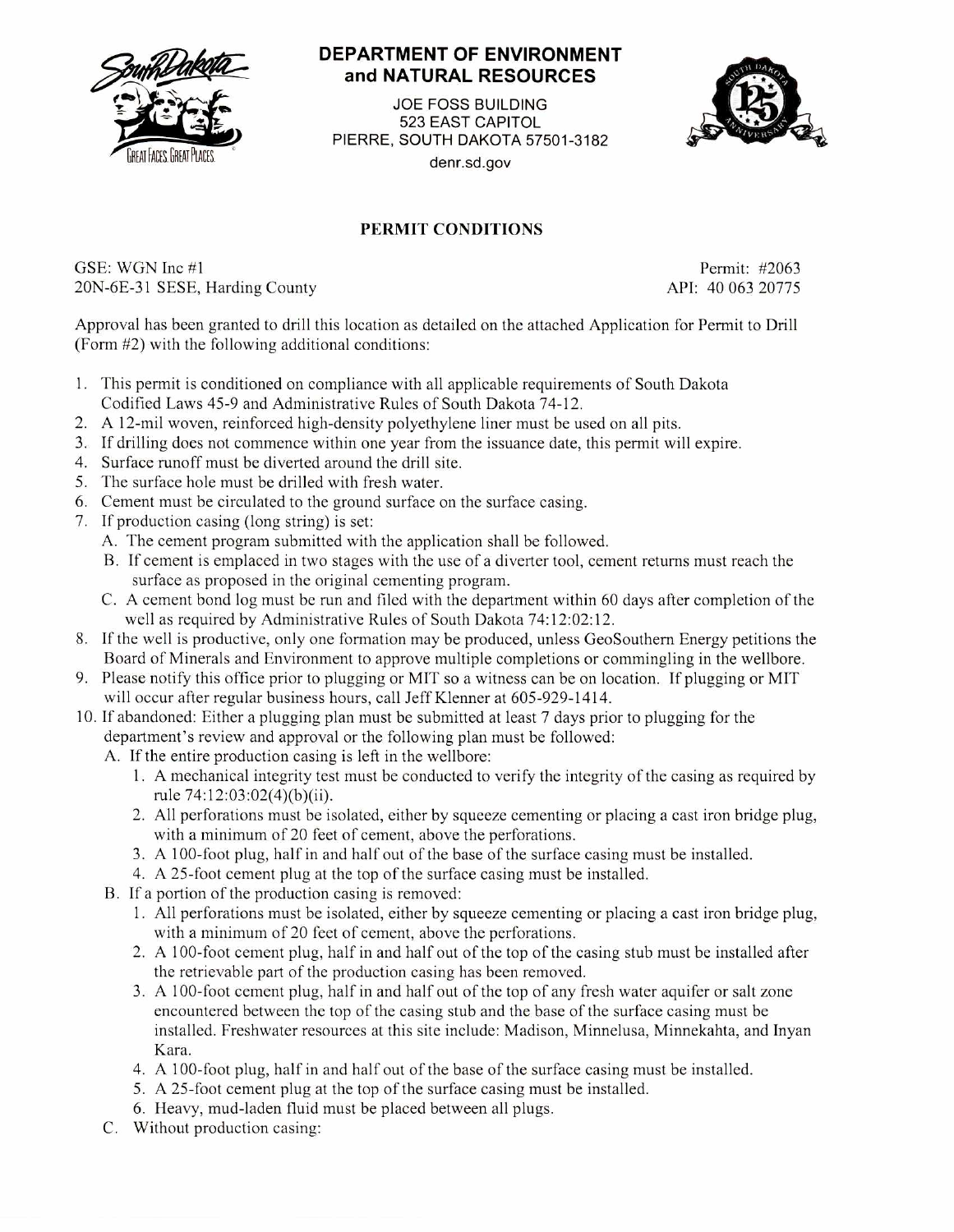# DEPARTMENT OF ENVIRONMENT and NATURAL RESOURCES

JOE FOSS BUILDING
523 EAST CAPITOL
PIERRE, SOUTH DAKOTA 57501-3182
denr.sd.gov

## PERMIT CONDITIONS

GSE: WGN Inc #1 Permit: #2063
20N-6E-31 SESE, Harding County API: 40 063 20775

Approval has been granted to drill this location as detailed on the attached Application for Permit to Drill (Form #2) with the following additional conditions:

1. This permit is conditioned on compliance with all applicable requirements of South Dakota Codified Laws 45-9 and Administrative Rules of South Dakota 74-12.
2. A 12-mil woven, reinforced high-density polyethylene liner must be used on all pits.
3. If drilling does not commence within one year from the issuance date, this permit will expire.
4. Surface runoff must be diverted around the drill site.
5. The surface hole must be drilled with fresh water.
6. Cement must be circulated to the ground surface on the surface casing.
7. If production casing (long string) is set:
   - A. The cement program submitted with the application shall be followed.
   - B. If cement is emplaced in two stages with the use of a diverter tool, cement returns must reach the surface as proposed in the original cementing program.
   - C. A cement bond log must be run and filed with the department within 60 days after completion of the well as required by Administrative Rules of South Dakota 74:12:02:12.
8. If the well is productive, only one formation may be produced, unless GeoSouthern Energy petitions the Board of Minerals and Environment to approve multiple completions or commingling in the wellbore.
9. Please notify this office prior to plugging or MIT so a witness can be on location. If plugging or MIT will occur after regular business hours, call Jeff Klenner at 605-929-1414.
10. If abandoned: Either a plugging plan must be submitted at least 7 days prior to plugging for the department's review and approval or the following plan must be followed:
    - A. If the entire production casing is left in the wellbore:
      1. A mechanical integrity test must be conducted to verify the integrity of the casing as required by rule 74:12:03:02(4)(b)(ii).
      2. All perforations must be isolated, either by squeeze cementing or placing a cast iron bridge plug, with a minimum of 20 feet of cement, above the perforations.
      3. A 100-foot plug, half in and half out of the base of the surface casing must be installed.
      4. A 25-foot cement plug at the top of the surface casing must be installed.
    - B. If a portion of the production casing is removed:
      1. All perforations must be isolated, either by squeeze cementing or placing a cast iron bridge plug, with a minimum of 20 feet of cement, above the perforations.
      2. A 100-foot cement plug, half in and half out of the top of the casing stub must be installed after the retrievable part of the production casing has been removed.
      3. A 100-foot cement plug, half in and half out of the top of any fresh water aquifer or salt zone encountered between the top of the casing stub and the base of the surface casing must be installed. Freshwater resources at this site include: Madison, Minnelusa, Minnekahta, and Inyan Kara.
      4. A 100-foot plug, half in and half out of the base of the surface casing must be installed.
      5. A 25-foot cement plug at the top of the surface casing must be installed.
      6. Heavy, mud-laden fluid must be placed between all plugs.
    - C. Without production casing: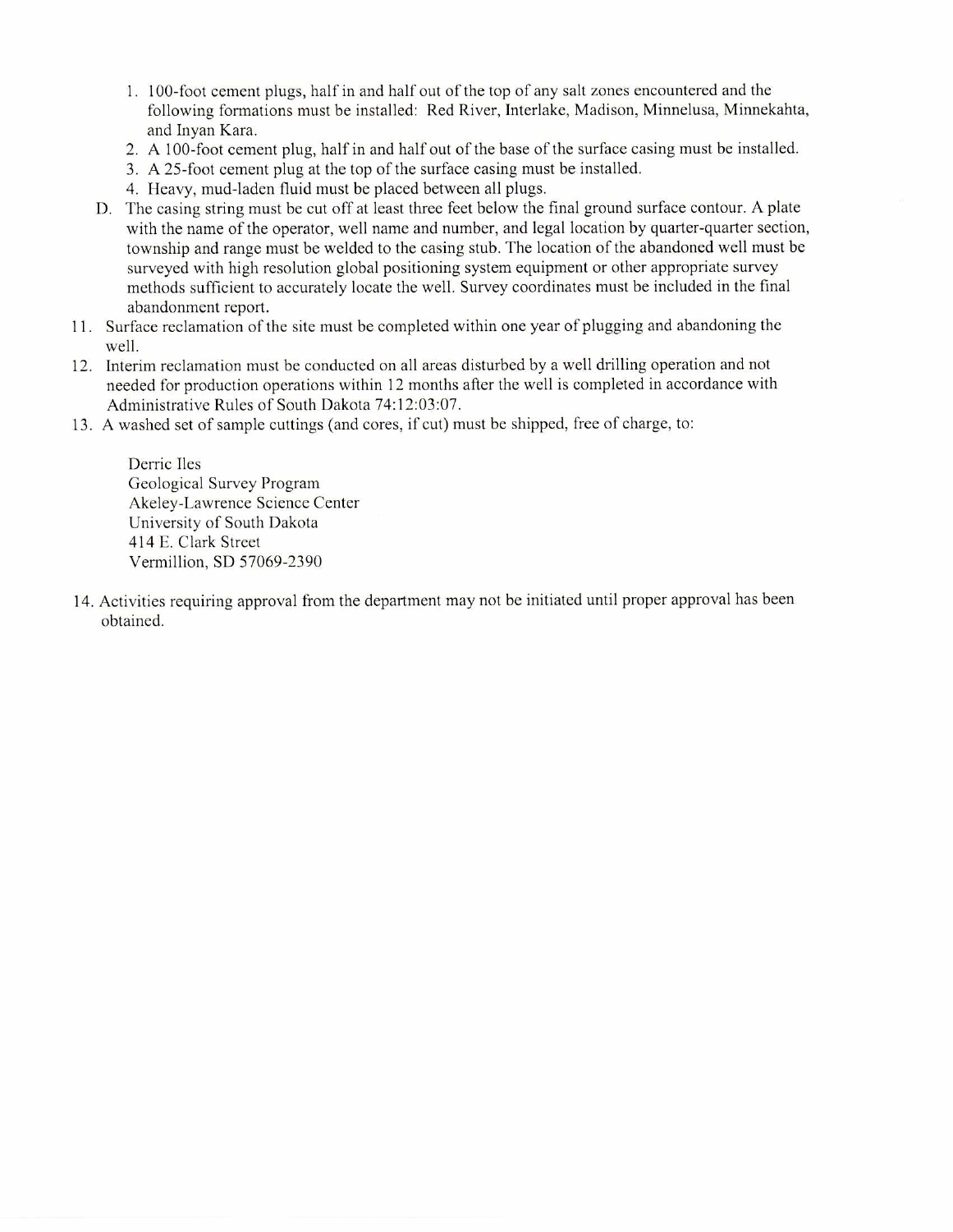1. 100-foot cement plugs, half in and half out of the top of any salt zones encountered and the following formations must be installed: Red River, Interlake, Madison, Minnelusa, Minnekahta, and Inyan Kara.
2. A 100-foot cement plug, half in and half out of the base of the surface casing must be installed.
3. A 25-foot cement plug at the top of the surface casing must be installed.
4. Heavy, mud-laden fluid must be placed between all plugs.

D. The casing string must be cut off at least three feet below the final ground surface contour. A plate with the name of the operator, well name and number, and legal location by quarter-quarter section, township and range must be welded to the casing stub. The location of the abandoned well must be surveyed with high resolution global positioning system equipment or other appropriate survey methods sufficient to accurately locate the well. Survey coordinates must be included in the final abandonment report.

11. Surface reclamation of the site must be completed within one year of plugging and abandoning the well.
12. Interim reclamation must be conducted on all areas disturbed by a well drilling operation and not needed for production operations within 12 months after the well is completed in accordance with Administrative Rules of South Dakota 74:12:03:07.
13. A washed set of sample cuttings (and cores, if cut) must be shipped, free of charge, to:

    Derric Iles
    Geological Survey Program
    Akeley-Lawrence Science Center
    University of South Dakota
    414 E. Clark Street
    Vermillion, SD 57069-2390

14. Activities requiring approval from the department may not be initiated until proper approval has been obtained.